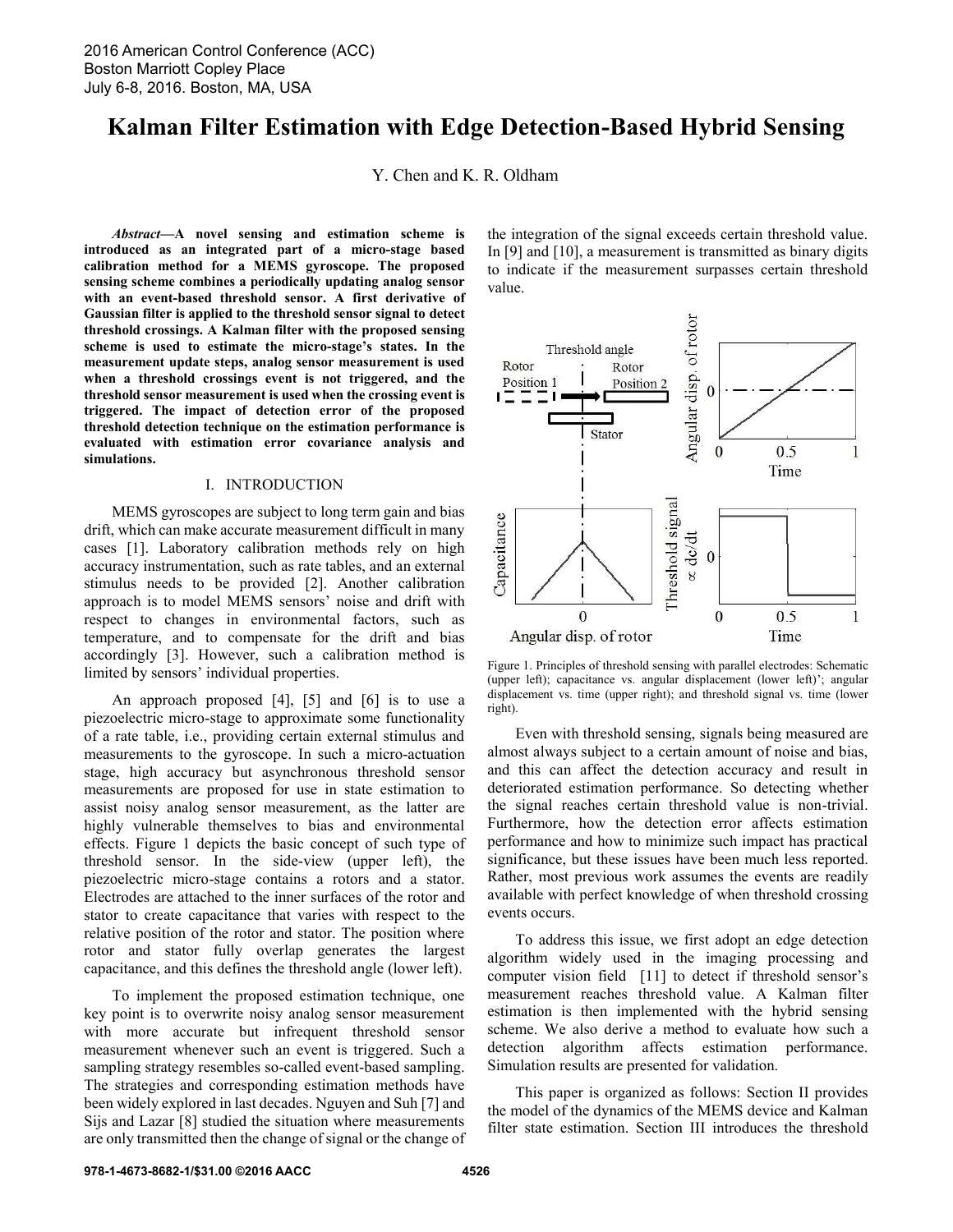# Kalman Filter Estimation with Edge Detection-Based Hybrid Sensing

Y. Chen and K. R. Oldham

***Abstract*—A novel sensing and estimation scheme is introduced as an integrated part of a micro-stage based calibration method for a MEMS gyroscope. The proposed sensing scheme combines a periodically updating analog sensor with an event-based threshold sensor. A first derivative of Gaussian filter is applied to the threshold sensor signal to detect threshold crossings. A Kalman filter with the proposed sensing scheme is used to estimate the micro-stage's states. In the measurement update steps, analog sensor measurement is used when a threshold crossings event is not triggered, and the threshold sensor measurement is used when the crossing event is triggered. The impact of detection error of the proposed threshold detection technique on the estimation performance is evaluated with estimation error covariance analysis and simulations.**

## I. INTRODUCTION

MEMS gyroscopes are subject to long term gain and bias drift, which can make accurate measurement difficult in many cases [1]. Laboratory calibration methods rely on high accuracy instrumentation, such as rate tables, and an external stimulus needs to be provided [2]. Another calibration approach is to model MEMS sensors' noise and drift with respect to changes in environmental factors, such as temperature, and to compensate for the drift and bias accordingly [3]. However, such a calibration method is limited by sensors' individual properties.

An approach proposed [4], [5] and [6] is to use a piezoelectric micro-stage to approximate some functionality of a rate table, i.e., providing certain external stimulus and measurements to the gyroscope. In such a micro-actuation stage, high accuracy but asynchronous threshold sensor measurements are proposed for use in state estimation to assist noisy analog sensor measurement, as the latter are highly vulnerable themselves to bias and environmental effects. Figure 1 depicts the basic concept of such type of threshold sensor. In the side-view (upper left), the piezoelectric micro-stage contains a rotors and a stator. Electrodes are attached to the inner surfaces of the rotor and stator to create capacitance that varies with respect to the relative position of the rotor and stator. The position where rotor and stator fully overlap generates the largest capacitance, and this defines the threshold angle (lower left).

To implement the proposed estimation technique, one key point is to overwrite noisy analog sensor measurement with more accurate but infrequent threshold sensor measurement whenever such an event is triggered. Such a sampling strategy resembles so-called event-based sampling. The strategies and corresponding estimation methods have been widely explored in last decades. Nguyen and Suh [7] and Sijs and Lazar [8] studied the situation where measurements are only transmitted then the change of signal or the change of the integration of the signal exceeds certain threshold value. In [9] and [10], a measurement is transmitted as binary digits to indicate if the measurement surpasses certain threshold value.

Threshold angle
Rotor Position 1
Rotor Position 2
Stator
Angular disp. of rotor
0
0 0.5 1
Time
Capacitance
0
Angular disp. of rotor
Threshold signal ∝ dc/dt
0
0 0.5 1
Time

Figure 1. Principles of threshold sensing with parallel electrodes: Schematic (upper left); capacitance vs. angular displacement (lower left)'; angular displacement vs. time (upper right); and threshold signal vs. time (lower right).

Even with threshold sensing, signals being measured are almost always subject to a certain amount of noise and bias, and this can affect the detection accuracy and result in deteriorated estimation performance. So detecting whether the signal reaches certain threshold value is non-trivial. Furthermore, how the detection error affects estimation performance and how to minimize such impact has practical significance, but these issues have been much less reported. Rather, most previous work assumes the events are readily available with perfect knowledge of when threshold crossing events occurs.

To address this issue, we first adopt an edge detection algorithm widely used in the imaging processing and computer vision field [11] to detect if threshold sensor's measurement reaches threshold value. A Kalman filter estimation is then implemented with the hybrid sensing scheme. We also derive a method to evaluate how such a detection algorithm affects estimation performance. Simulation results are presented for validation.

This paper is organized as follows: Section II provides the model of the dynamics of the MEMS device and Kalman filter state estimation. Section III introduces the threshold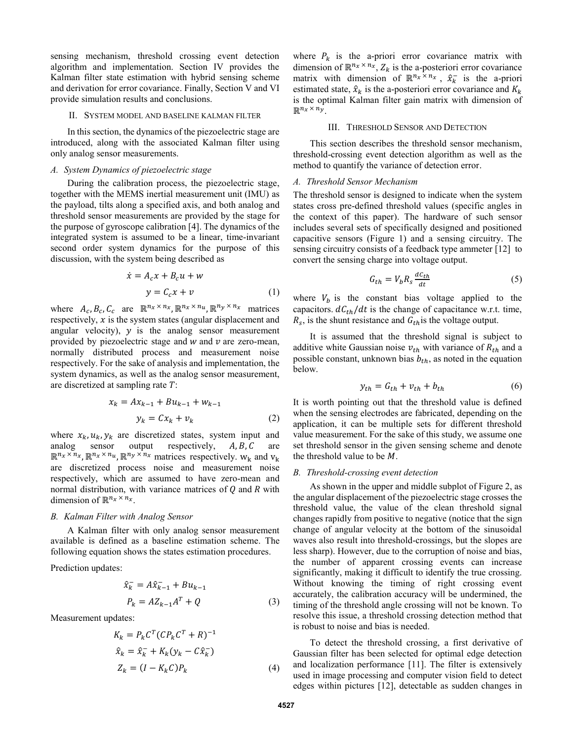sensing mechanism, threshold crossing event detection algorithm and implementation. Section IV provides the Kalman filter state estimation with hybrid sensing scheme and derivation for error covariance. Finally, Section V and VI provide simulation results and conclusions.

## II. System model and baseline kalman filter

In this section, the dynamics of the piezoelectric stage are introduced, along with the associated Kalman filter using only analog sensor measurements.

### *A. System Dynamics of piezoelectric stage*

During the calibration process, the piezoelectric stage, together with the MEMS inertial measurement unit (IMU) as the payload, tilts along a specified axis, and both analog and threshold sensor measurements are provided by the stage for the purpose of gyroscope calibration [4]. The dynamics of the integrated system is assumed to be a linear, time-invariant second order system dynamics for the purpose of this discussion, with the system being described as

$$\dot{x} = A_c x + B_c u + w$$
$$y = C_c x + v \tag{1}$$

where $A_c, B_c, C_c$ are $\mathbb{R}^{n_x \times n_x}, \mathbb{R}^{n_x \times n_u}, \mathbb{R}^{n_y \times n_x}$ matrices respectively, $x$ is the system states (angular displacement and angular velocity), $y$ is the analog sensor measurement provided by piezoelectric stage and $w$ and $v$ are zero-mean, normally distributed process and measurement noise respectively. For the sake of analysis and implementation, the system dynamics, as well as the analog sensor measurement, are discretized at sampling rate $T$:

$$x_k = Ax_{k-1} + Bu_{k-1} + w_{k-1}$$
$$y_k = Cx_k + v_k \tag{2}$$

where $x_k, u_k, y_k$ are discretized states, system input and analog sensor output respectively, $A, B, C$ are $\mathbb{R}^{n_x \times n_x}, \mathbb{R}^{n_x \times n_u}, \mathbb{R}^{n_y \times n_x}$ matrices respectively. $w_k$ and $v_k$ are discretized process noise and measurement noise respectively, which are assumed to have zero-mean and normal distribution, with variance matrices of $Q$ and $R$ with dimension of $\mathbb{R}^{n_x \times n_x}$.

### *B. Kalman Filter with Analog Sensor*

A Kalman filter with only analog sensor measurement available is defined as a baseline estimation scheme. The following equation shows the states estimation procedures.

Prediction updates:

$$\hat{x}_k^- = A\hat{x}_{k-1}^- + Bu_{k-1}$$
$$P_k = AZ_{k-1}A^T + Q \tag{3}$$

Measurement updates:

$$K_k = P_k C^T (CP_k C^T + R)^{-1}$$
$$\hat{x}_k = \hat{x}_k^- + K_k(y_k - C\hat{x}_k^-)$$
$$Z_k = (I - K_k C)P_k \tag{4}$$

where $P_k$ is the a-priori error covariance matrix with dimension of $\mathbb{R}^{n_x \times n_x}$, $Z_k$ is the a-posteriori error covariance matrix with dimension of $\mathbb{R}^{n_x \times n_x}$, $\hat{x}_k^-$ is the a-priori estimated state, $\hat{x}_k$ is the a-posteriori error covariance and $K_k$ is the optimal Kalman filter gain matrix with dimension of $\mathbb{R}^{n_x \times n_y}$.

## III. Threshold Sensor and Detection

This section describes the threshold sensor mechanism, threshold-crossing event detection algorithm as well as the method to quantify the variance of detection error.

### *A. Threshold Sensor Mechanism*

The threshold sensor is designed to indicate when the system states cross pre-defined threshold values (specific angles in the context of this paper). The hardware of such sensor includes several sets of specifically designed and positioned capacitive sensors (Figure 1) and a sensing circuitry. The sensing circuitry consists of a feedback type ammeter [12] to convert the sensing charge into voltage output.

$$G_{th} = V_b R_s \frac{dC_{th}}{dt} \tag{5}$$

where $V_b$ is the constant bias voltage applied to the capacitors. $dC_{th}/dt$ is the change of capacitance w.r.t. time, $R_s$, is the shunt resistance and $G_{th}$ is the voltage output.

It is assumed that the threshold signal is subject to additive white Gaussian noise $v_{th}$ with variance of $R_{th}$ and a possible constant, unknown bias $b_{th}$, as noted in the equation below.

$$y_{th} = G_{th} + v_{th} + b_{th} \tag{6}$$

It is worth pointing out that the threshold value is defined when the sensing electrodes are fabricated, depending on the application, it can be multiple sets for different threshold value measurement. For the sake of this study, we assume one set threshold sensor in the given sensing scheme and denote the threshold value to be $M$.

### *B. Threshold-crossing event detection*

As shown in the upper and middle subplot of Figure 2, as the angular displacement of the piezoelectric stage crosses the threshold value, the value of the clean threshold signal changes rapidly from positive to negative (notice that the sign change of angular velocity at the bottom of the sinusoidal waves also result into threshold-crossings, but the slopes are less sharp). However, due to the corruption of noise and bias, the number of apparent crossing events can increase significantly, making it difficult to identify the true crossing. Without knowing the timing of right crossing event accurately, the calibration accuracy will be undermined, the timing of the threshold angle crossing will not be known. To resolve this issue, a threshold crossing detection method that is robust to noise and bias is needed.

To detect the threshold crossing, a first derivative of Gaussian filter has been selected for optimal edge detection and localization performance [11]. The filter is extensively used in image processing and computer vision field to detect edges within pictures [12], detectable as sudden changes in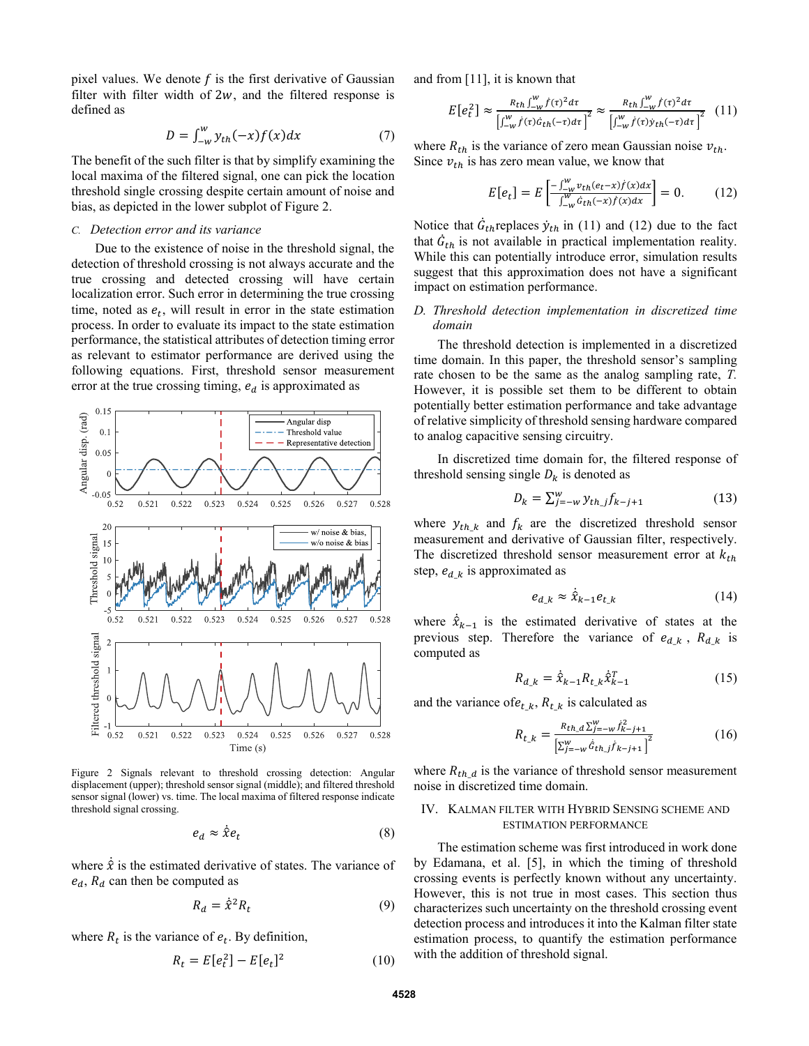pixel values. We denote $f$ is the first derivative of Gaussian filter with filter width of $2w$, and the filtered response is defined as

$$D = \int_{-w}^{w} y_{th}(-x) f(x) dx \tag{7}$$

The benefit of the such filter is that by simplify examining the local maxima of the filtered signal, one can pick the location threshold single crossing despite certain amount of noise and bias, as depicted in the lower subplot of Figure 2.

### *C. Detection error and its variance*

Due to the existence of noise in the threshold signal, the detection of threshold crossing is not always accurate and the true crossing and detected crossing will have certain localization error. Such error in determining the true crossing time, noted as $e_t$, will result in error in the state estimation process. In order to evaluate its impact to the state estimation performance, the statistical attributes of detection timing error as relevant to estimator performance are derived using the following equations. First, threshold sensor measurement error at the true crossing timing, $e_d$ is approximated as

Figure 2 Signals relevant to threshold crossing detection: Angular displacement (upper); threshold sensor signal (middle); and filtered threshold sensor signal (lower) vs. time. The local maxima of filtered response indicate threshold signal crossing.

$$e_d \approx \dot{\hat{x}} e_t \tag{8}$$

where $\dot{\hat{x}}$ is the estimated derivative of states. The variance of $e_d$, $R_d$ can then be computed as

$$R_d = \dot{\hat{x}}^2 R_t \tag{9}$$

where $R_t$ is the variance of $e_t$. By definition,

$$R_t = E[e_t^2] - E[e_t]^2 \tag{10}$$

and from [11], it is known that

$$E[e_t^2] \approx \frac{R_{th} \int_{-w}^{w} \dot{f}(\tau)^2 d\tau}{\left[\int_{-w}^{w} \dot{f}(\tau) \dot{G}_{th}(-\tau) d\tau\right]^2} \approx \frac{R_{th} \int_{-w}^{w} \dot{f}(\tau)^2 d\tau}{\left[\int_{-w}^{w} \dot{f}(\tau) \dot{y}_{th}(-\tau) d\tau\right]^2} \tag{11}$$

where $R_{th}$ is the variance of zero mean Gaussian noise $v_{th}$. Since $v_{th}$ is has zero mean value, we know that

$$E[e_t] = E\left[\frac{-\int_{-w}^{w} v_{th}(e_t - x) \dot{f}(x) dx}{\int_{-w}^{w} \dot{G}_{th}(-x) \dot{f}(x) dx}\right] = 0. \tag{12}$$

Notice that $\dot{G}_{th}$replaces $\dot{y}_{th}$ in (11) and (12) due to the fact that $\dot{G}_{th}$ is not available in practical implementation reality. While this can potentially introduce error, simulation results suggest that this approximation does not have a significant impact on estimation performance.

### *D. Threshold detection implementation in discretized time domain*

The threshold detection is implemented in a discretized time domain. In this paper, the threshold sensor's sampling rate chosen to be the same as the analog sampling rate, *T*. However, it is possible set them to be different to obtain potentially better estimation performance and take advantage of relative simplicity of threshold sensing hardware compared to analog capacitive sensing circuitry.

In discretized time domain for, the filtered response of threshold sensing single $D_k$ is denoted as

$$D_k = \sum_{j=-w}^{w} y_{th\_j} f_{k-j+1} \tag{13}$$

where $y_{th\_k}$ and $f_k$ are the discretized threshold sensor measurement and derivative of Gaussian filter, respectively. The discretized threshold sensor measurement error at $k_{th}$ step, $e_{d\_k}$ is approximated as

$$e_{d\_k} \approx \dot{\hat{x}}_{k-1} e_{t\_k} \tag{14}$$

where $\dot{\hat{x}}_{k-1}$ is the estimated derivative of states at the previous step. Therefore the variance of $e_{d\_k}$, $R_{d\_k}$ is computed as

$$R_{d\_k} = \dot{\hat{x}}_{k-1} R_{t\_k} \dot{\hat{x}}_{k-1}^T \tag{15}$$

and the variance of$e_{t\_k}$, $R_{t\_k}$ is calculated as

$$R_{t\_k} = \frac{R_{th\_d} \sum_{j=-w}^{w} \dot{f}_{k-j+1}^2}{\left[\sum_{j=-w}^{w} \dot{G}_{th\_j} \dot{f}_{k-j+1}\right]^2} \tag{16}$$

where $R_{th\_d}$ is the variance of threshold sensor measurement noise in discretized time domain.

## IV. Kalman Filter with Hybrid Sensing Scheme and Estimation Performance

The estimation scheme was first introduced in work done by Edamana, et al. [5], in which the timing of threshold crossing events is perfectly known without any uncertainty. However, this is not true in most cases. This section thus characterizes such uncertainty on the threshold crossing event detection process and introduces it into the Kalman filter state estimation process, to quantify the estimation performance with the addition of threshold signal.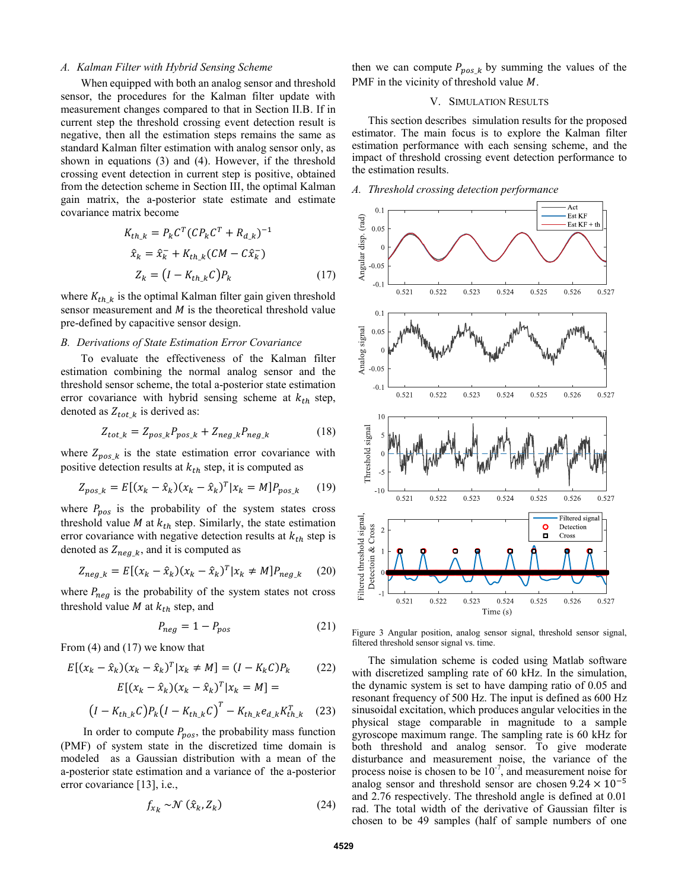### A. Kalman Filter with Hybrid Sensing Scheme

When equipped with both an analog sensor and threshold sensor, the procedures for the Kalman filter update with measurement changes compared to that in Section II.B. If in current step the threshold crossing event detection result is negative, then all the estimation steps remains the same as standard Kalman filter estimation with analog sensor only, as shown in equations (3) and (4). However, if the threshold crossing event detection in current step is positive, obtained from the detection scheme in Section III, the optimal Kalman gain matrix, the a-posterior state estimate and estimate covariance matrix become

$$K_{th\_k} = P_k C^T (C P_k C^T + R_{d\_k})^{-1}$$
$$\hat{x}_k = \hat{x}_k^- + K_{th\_k}(CM - C\hat{x}_k^-)$$
$$Z_k = (I - K_{th\_k}C)P_k \tag{17}$$

where $K_{th\_k}$ is the optimal Kalman filter gain given threshold sensor measurement and $M$ is the theoretical threshold value pre-defined by capacitive sensor design.

### B. Derivations of State Estimation Error Covariance

To evaluate the effectiveness of the Kalman filter estimation combining the normal analog sensor and the threshold sensor scheme, the total a-posterior state estimation error covariance with hybrid sensing scheme at $k_{th}$ step, denoted as $Z_{tot\_k}$ is derived as:

$$Z_{tot\_k} = Z_{pos\_k} P_{pos\_k} + Z_{neg\_k} P_{neg\_k} \tag{18}$$

where $Z_{pos\_k}$ is the state estimation error covariance with positive detection results at $k_{th}$ step, it is computed as

$$Z_{pos\_k} = E[(x_k - \hat{x}_k)(x_k - \hat{x}_k)^T | x_k = M] P_{pos\_k} \tag{19}$$

where $P_{pos}$ is the probability of the system states cross threshold value $M$ at $k_{th}$ step. Similarly, the state estimation error covariance with negative detection results at $k_{th}$ step is denoted as $Z_{neg\_k}$, and it is computed as

$$Z_{neg\_k} = E[(x_k - \hat{x}_k)(x_k - \hat{x}_k)^T | x_k \neq M] P_{neg\_k} \tag{20}$$

where $P_{neg}$ is the probability of the system states not cross threshold value $M$ at $k_{th}$ step, and

$$P_{neg} = 1 - P_{pos} \tag{21}$$

From (4) and (17) we know that

$$E[(x_k - \hat{x}_k)(x_k - \hat{x}_k)^T | x_k \neq M] = (I - K_k C)P_k \tag{22}$$
$$E[(x_k - \hat{x}_k)(x_k - \hat{x}_k)^T | x_k = M] =$$
$$(I - K_{th\_k}C)P_k(I - K_{th\_k}C)^T - K_{th\_k} e_{d\_k} K_{th\_k}^T \tag{23}$$

In order to compute $P_{pos}$, the probability mass function (PMF) of system state in the discretized time domain is modeled as a Gaussian distribution with a mean of the a-posterior state estimation and a variance of the a-posterior error covariance [13], i.e.,

$$f_{x_k} \sim \mathcal{N}(\hat{x}_k, Z_k) \tag{24}$$

then we can compute $P_{pos\_k}$ by summing the values of the PMF in the vicinity of threshold value $M$.

## V. Simulation Results

This section describes simulation results for the proposed estimator. The main focus is to explore the Kalman filter estimation performance with each sensing scheme, and the impact of threshold crossing event detection performance to the estimation results.

### A. Threshold crossing detection performance

Figure 3 Angular position, analog sensor signal, threshold sensor signal, filtered threshold sensor signal vs. time.

The simulation scheme is coded using Matlab software with discretized sampling rate of 60 kHz. In the simulation, the dynamic system is set to have damping ratio of 0.05 and resonant frequency of 500 Hz. The input is defined as 600 Hz sinusoidal excitation, which produces angular velocities in the physical stage comparable in magnitude to a sample gyroscope maximum range. The sampling rate is 60 kHz for both threshold and analog sensor. To give moderate disturbance and measurement noise, the variance of the process noise is chosen to be $10^{-7}$, and measurement noise for analog sensor and threshold sensor are chosen $9.24 \times 10^{-5}$ and 2.76 respectively. The threshold angle is defined at 0.01 rad. The total width of the derivative of Gaussian filter is chosen to be 49 samples (half of sample numbers of one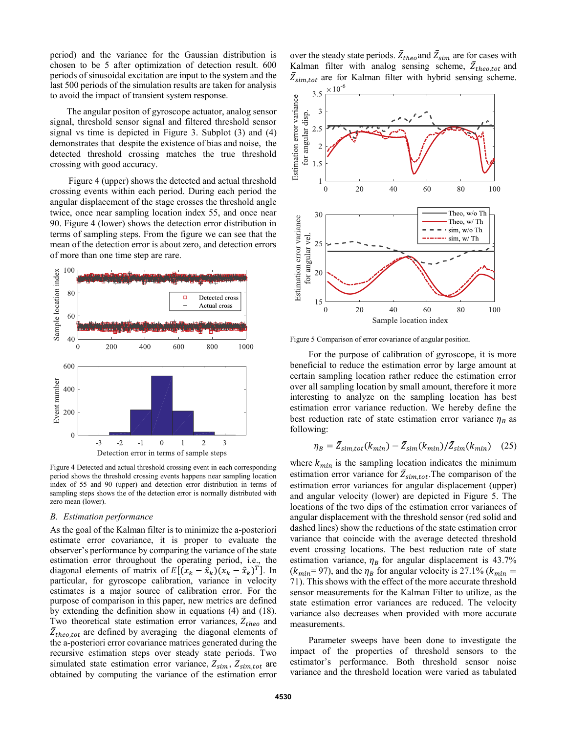period) and the variance for the Gaussian distribution is chosen to be 5 after optimization of detection result. 600 periods of sinusoidal excitation are input to the system and the last 500 periods of the simulation results are taken for analysis to avoid the impact of transient system response.

The angular positon of gyroscope actuator, analog sensor signal, threshold sensor signal and filtered threshold sensor signal vs time is depicted in Figure 3. Subplot (3) and (4) demonstrates that despite the existence of bias and noise, the detected threshold crossing matches the true threshold crossing with good accuracy.

Figure 4 (upper) shows the detected and actual threshold crossing events within each period. During each period the angular displacement of the stage crosses the threshold angle twice, once near sampling location index 55, and once near 90. Figure 4 (lower) shows the detection error distribution in terms of sampling steps. From the figure we can see that the mean of the detection error is about zero, and detection errors of more than one time step are rare.

Figure 4 Detected and actual threshold crossing event in each corresponding period shows the threshold crossing events happens near sampling location index of 55 and 90 (upper) and detection error distribution in terms of sampling steps shows the of the detection error is normally distributed with zero mean (lower).

## B. Estimation performance

As the goal of the Kalman filter is to minimize the a-posteriori estimate error covariance, it is proper to evaluate the observer's performance by comparing the variance of the state estimation error throughout the operating period, i.e., the diagonal elements of matrix of $E[(x_k - \hat{x}_k)(x_k - \hat{x}_k)^T]$. In particular, for gyroscope calibration, variance in velocity estimates is a major source of calibration error. For the purpose of comparison in this paper, new metrics are defined by extending the definition show in equations (4) and (18). Two theoretical state estimation error variances, $\bar{Z}_{theo}$ and $\bar{Z}_{theo,tot}$ are defined by averaging the diagonal elements of the a-posteriori error covariance matrices generated during the recursive estimation steps over steady state periods. Two simulated state estimation error variance, $\bar{Z}_{sim}$, $\bar{Z}_{sim,tot}$ are obtained by computing the variance of the estimation error over the steady state periods. $\bar{Z}_{theo}$ and $\bar{Z}_{sim}$ are for cases with Kalman filter with analog sensing scheme, $\bar{Z}_{theo,tot}$ and $\bar{Z}_{sim,tot}$ are for Kalman filter with hybrid sensing scheme.

Figure 5 Comparison of error covariance of angular position.

For the purpose of calibration of gyroscope, it is more beneficial to reduce the estimation error by large amount at certain sampling location rather reduce the estimation error over all sampling location by small amount, therefore it is more interesting to analyze on the sampling location has best estimation error variance reduction. We hereby define the best reduction rate of state estimation error variance $\eta_B$ as following:

$$\eta_B = \bar{Z}_{sim,tot}(k_{min}) - \bar{Z}_{sim}(k_{min})/\bar{Z}_{sim}(k_{min}) \quad (25)$$

where $k_{min}$ is the sampling location indicates the minimum estimation error variance for $\bar{Z}_{sim,tot}$. The comparison of the estimation error variances for angular displacement (upper) and angular velocity (lower) are depicted in Figure 5. The locations of the two dips of the estimation error variances of angular displacement with the threshold sensor (red solid and dashed lines) show the reductions of the state estimation error variance that coincide with the average detected threshold event crossing locations. The best reduction rate of state estimation variance, $\eta_B$ for angular displacement is 43.7% ($k_{min}$= 97), and the $\eta_B$ for angular velocity is 27.1% ($k_{min}$ = 71). This shows with the effect of the more accurate threshold sensor measurements for the Kalman Filter to utilize, as the state estimation error variances are reduced. The velocity variance also decreases when provided with more accurate measurements.

Parameter sweeps have been done to investigate the impact of the properties of threshold sensors to the estimator's performance. Both threshold sensor noise variance and the threshold location were varied as tabulated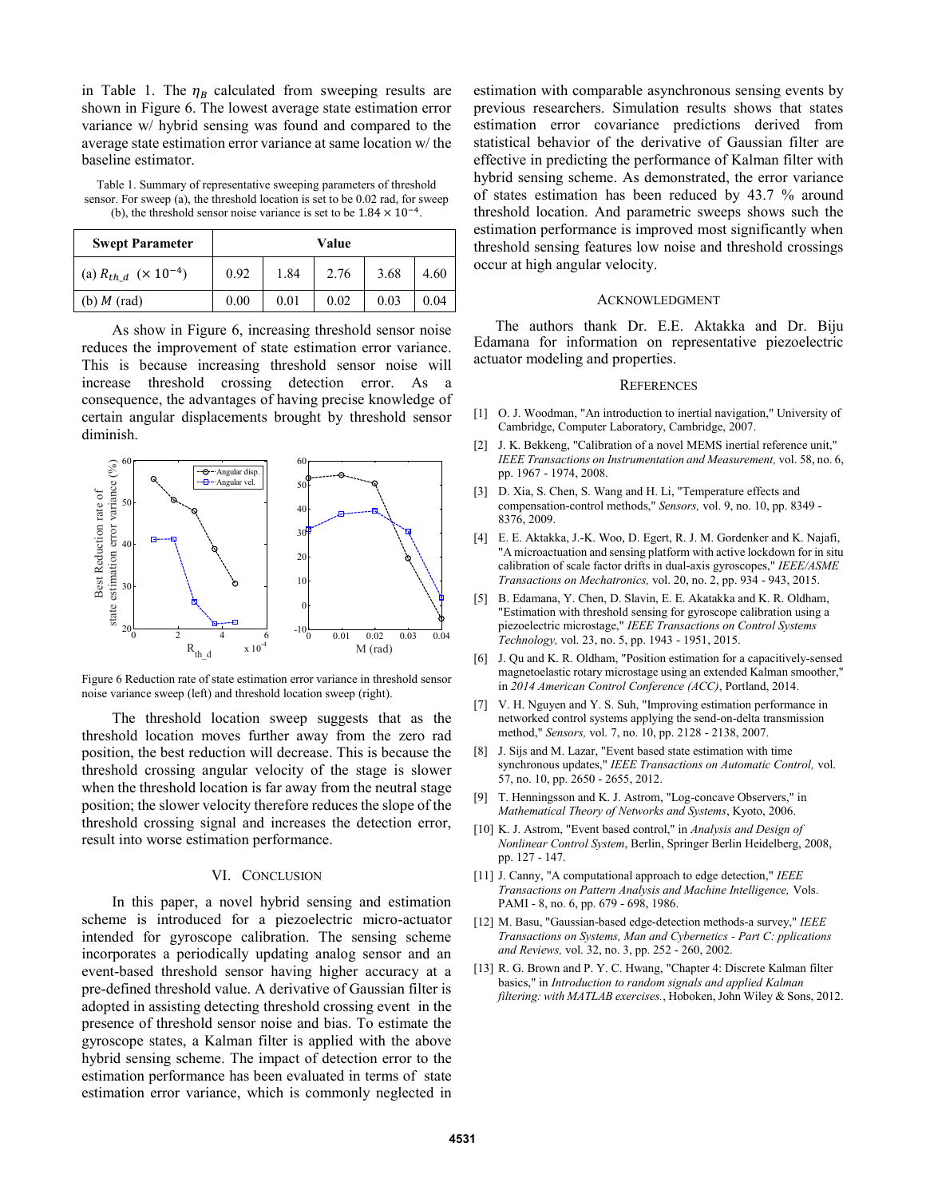in Table 1. The $\eta_B$ calculated from sweeping results are shown in Figure 6. The lowest average state estimation error variance w/ hybrid sensing was found and compared to the average state estimation error variance at same location w/ the baseline estimator.

Table 1. Summary of representative sweeping parameters of threshold sensor. For sweep (a), the threshold location is set to be 0.02 rad, for sweep (b), the threshold sensor noise variance is set to be $1.84 \times 10^{-4}$.

| Swept Parameter | Value | | | | |
|---|---|---|---|---|---|
| (a) $R_{th\_d}$ $(\times 10^{-4})$ | 0.92 | 1.84 | 2.76 | 3.68 | 4.60 |
| (b) $M$ (rad) | 0.00 | 0.01 | 0.02 | 0.03 | 0.04 |

As show in Figure 6, increasing threshold sensor noise reduces the improvement of state estimation error variance. This is because increasing threshold sensor noise will increase threshold crossing detection error. As a consequence, the advantages of having precise knowledge of certain angular displacements brought by threshold sensor diminish.

Best Reduction rate of state estimation error variance (%)
Angular disp.
Angular vel.
60
50
40
30
20
0
2
4
6
x 10$^{-4}$
$R_{th\_d}$
60
50
40
30
20
10
0
-10
0
0.01
0.02
0.03
0.04
M (rad)

Figure 6 Reduction rate of state estimation error variance in threshold sensor noise variance sweep (left) and threshold location sweep (right).

The threshold location sweep suggests that as the threshold location moves further away from the zero rad position, the best reduction will decrease. This is because the threshold crossing angular velocity of the stage is slower when the threshold location is far away from the neutral stage position; the slower velocity therefore reduces the slope of the threshold crossing signal and increases the detection error, result into worse estimation performance.

## VI. Conclusion

In this paper, a novel hybrid sensing and estimation scheme is introduced for a piezoelectric micro-actuator intended for gyroscope calibration. The sensing scheme incorporates a periodically updating analog sensor and an event-based threshold sensor having higher accuracy at a pre-defined threshold value. A derivative of Gaussian filter is adopted in assisting detecting threshold crossing event in the presence of threshold sensor noise and bias. To estimate the gyroscope states, a Kalman filter is applied with the above hybrid sensing scheme. The impact of detection error to the estimation performance has been evaluated in terms of state estimation error variance, which is commonly neglected in estimation with comparable asynchronous sensing events by previous researchers. Simulation results shows that states estimation error covariance predictions derived from statistical behavior of the derivative of Gaussian filter are effective in predicting the performance of Kalman filter with hybrid sensing scheme. As demonstrated, the error variance of states estimation has been reduced by 43.7 % around threshold location. And parametric sweeps shows such the estimation performance is improved most significantly when threshold sensing features low noise and threshold crossings occur at high angular velocity.

## Acknowledgment

The authors thank Dr. E.E. Aktakka and Dr. Biju Edamana for information on representative piezoelectric actuator modeling and properties.

## References

[1] O. J. Woodman, "An introduction to inertial navigation," University of Cambridge, Computer Laboratory, Cambridge, 2007.

[2] J. K. Bekkeng, "Calibration of a novel MEMS inertial reference unit," *IEEE Transactions on Instrumentation and Measurement,* vol. 58, no. 6, pp. 1967 - 1974, 2008.

[3] D. Xia, S. Chen, S. Wang and H. Li, "Temperature effects and compensation-control methods," *Sensors,* vol. 9, no. 10, pp. 8349 - 8376, 2009.

[4] E. E. Aktakka, J.-K. Woo, D. Egert, R. J. M. Gordenker and K. Najafi, "A microactuation and sensing platform with active lockdown for in situ calibration of scale factor drifts in dual-axis gyroscopes," *IEEE/ASME Transactions on Mechatronics,* vol. 20, no. 2, pp. 934 - 943, 2015.

[5] B. Edamana, Y. Chen, D. Slavin, E. E. Akatakka and K. R. Oldham, "Estimation with threshold sensing for gyroscope calibration using a piezoelectric microstage," *IEEE Transactions on Control Systems Technology,* vol. 23, no. 5, pp. 1943 - 1951, 2015.

[6] J. Qu and K. R. Oldham, "Position estimation for a capacitively-sensed magnetoelastic rotary microstage using an extended Kalman smoother," in *2014 American Control Conference (ACC)*, Portland, 2014.

[7] V. H. Nguyen and Y. S. Suh, "Improving estimation performance in networked control systems applying the send-on-delta transmission method," *Sensors,* vol. 7, no. 10, pp. 2128 - 2138, 2007.

[8] J. Sijs and M. Lazar, "Event based state estimation with time synchronous updates," *IEEE Transactions on Automatic Control,* vol. 57, no. 10, pp. 2650 - 2655, 2012.

[9] T. Henningsson and K. J. Astrom, "Log-concave Observers," in *Mathematical Theory of Networks and Systems*, Kyoto, 2006.

[10] K. J. Astrom, "Event based control," in *Analysis and Design of Nonlinear Control System*, Berlin, Springer Berlin Heidelberg, 2008, pp. 127 - 147.

[11] J. Canny, "A computational approach to edge detection," *IEEE Transactions on Pattern Analysis and Machine Intelligence,* Vols. PAMI - 8, no. 6, pp. 679 - 698, 1986.

[12] M. Basu, "Gaussian-based edge-detection methods-a survey," *IEEE Transactions on Systems, Man and Cybernetics - Part C: pplications and Reviews,* vol. 32, no. 3, pp. 252 - 260, 2002.

[13] R. G. Brown and P. Y. C. Hwang, "Chapter 4: Discrete Kalman filter basics," in *Introduction to random signals and applied Kalman filtering: with MATLAB exercises.*, Hoboken, John Wiley & Sons, 2012.